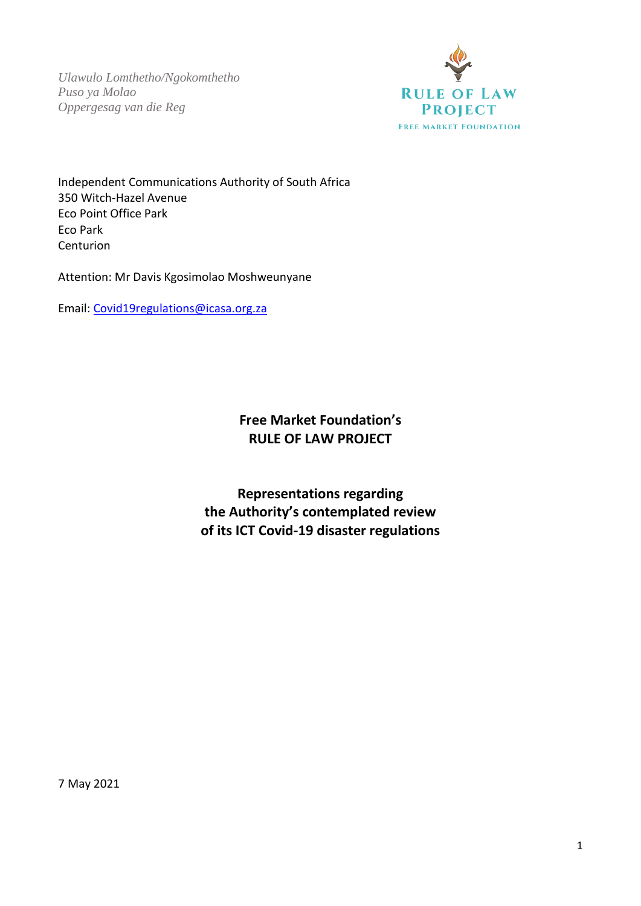*Ulawulo Lomthetho/Ngokomthetho*
*Puso ya Molao*
*Oppergesag van die Reg*

RULE OF LAW PROJECT
FREE MARKET FOUNDATION

Independent Communications Authority of South Africa
350 Witch-Hazel Avenue
Eco Point Office Park
Eco Park
Centurion

Attention: Mr Davis Kgosimolao Moshweunyane

Email: Covid19regulations@icasa.org.za

**Free Market Foundation's**
**RULE OF LAW PROJECT**

# Representations regarding the Authority's contemplated review of its ICT Covid-19 disaster regulations

7 May 2021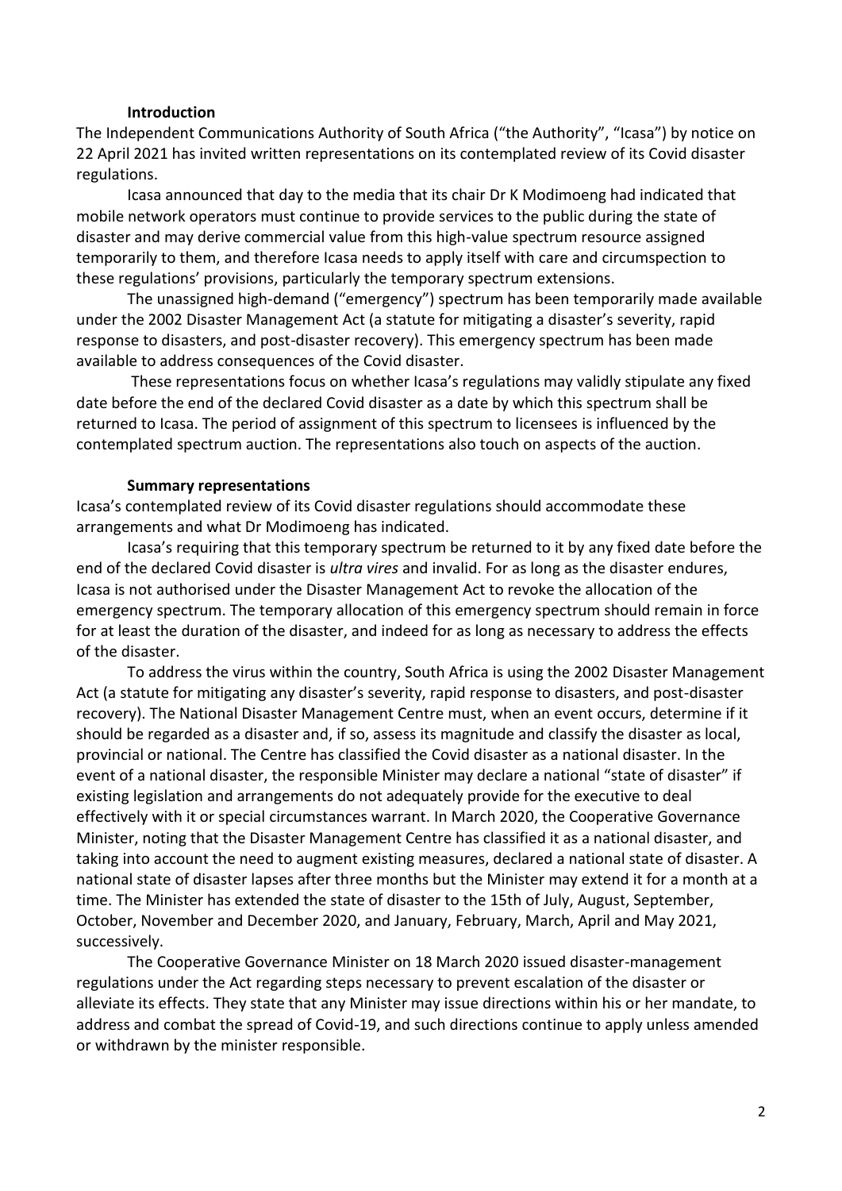## Introduction

The Independent Communications Authority of South Africa ("the Authority", "Icasa") by notice on 22 April 2021 has invited written representations on its contemplated review of its Covid disaster regulations.

Icasa announced that day to the media that its chair Dr K Modimoeng had indicated that mobile network operators must continue to provide services to the public during the state of disaster and may derive commercial value from this high-value spectrum resource assigned temporarily to them, and therefore Icasa needs to apply itself with care and circumspection to these regulations' provisions, particularly the temporary spectrum extensions.

The unassigned high-demand ("emergency") spectrum has been temporarily made available under the 2002 Disaster Management Act (a statute for mitigating a disaster's severity, rapid response to disasters, and post-disaster recovery). This emergency spectrum has been made available to address consequences of the Covid disaster.

These representations focus on whether Icasa's regulations may validly stipulate any fixed date before the end of the declared Covid disaster as a date by which this spectrum shall be returned to Icasa. The period of assignment of this spectrum to licensees is influenced by the contemplated spectrum auction. The representations also touch on aspects of the auction.

## Summary representations

Icasa's contemplated review of its Covid disaster regulations should accommodate these arrangements and what Dr Modimoeng has indicated.

Icasa's requiring that this temporary spectrum be returned to it by any fixed date before the end of the declared Covid disaster is *ultra vires* and invalid. For as long as the disaster endures, Icasa is not authorised under the Disaster Management Act to revoke the allocation of the emergency spectrum. The temporary allocation of this emergency spectrum should remain in force for at least the duration of the disaster, and indeed for as long as necessary to address the effects of the disaster.

To address the virus within the country, South Africa is using the 2002 Disaster Management Act (a statute for mitigating any disaster's severity, rapid response to disasters, and post-disaster recovery). The National Disaster Management Centre must, when an event occurs, determine if it should be regarded as a disaster and, if so, assess its magnitude and classify the disaster as local, provincial or national. The Centre has classified the Covid disaster as a national disaster. In the event of a national disaster, the responsible Minister may declare a national "state of disaster" if existing legislation and arrangements do not adequately provide for the executive to deal effectively with it or special circumstances warrant. In March 2020, the Cooperative Governance Minister, noting that the Disaster Management Centre has classified it as a national disaster, and taking into account the need to augment existing measures, declared a national state of disaster. A national state of disaster lapses after three months but the Minister may extend it for a month at a time. The Minister has extended the state of disaster to the 15th of July, August, September, October, November and December 2020, and January, February, March, April and May 2021, successively.

The Cooperative Governance Minister on 18 March 2020 issued disaster-management regulations under the Act regarding steps necessary to prevent escalation of the disaster or alleviate its effects. They state that any Minister may issue directions within his or her mandate, to address and combat the spread of Covid-19, and such directions continue to apply unless amended or withdrawn by the minister responsible.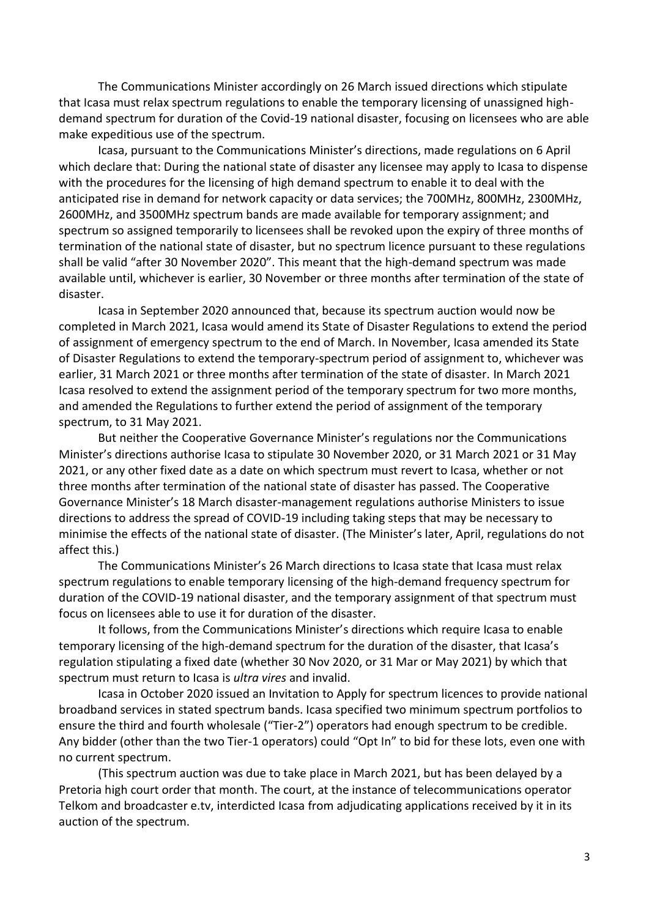The Communications Minister accordingly on 26 March issued directions which stipulate that Icasa must relax spectrum regulations to enable the temporary licensing of unassigned high-demand spectrum for duration of the Covid-19 national disaster, focusing on licensees who are able make expeditious use of the spectrum.

Icasa, pursuant to the Communications Minister's directions, made regulations on 6 April which declare that: During the national state of disaster any licensee may apply to Icasa to dispense with the procedures for the licensing of high demand spectrum to enable it to deal with the anticipated rise in demand for network capacity or data services; the 700MHz, 800MHz, 2300MHz, 2600MHz, and 3500MHz spectrum bands are made available for temporary assignment; and spectrum so assigned temporarily to licensees shall be revoked upon the expiry of three months of termination of the national state of disaster, but no spectrum licence pursuant to these regulations shall be valid "after 30 November 2020". This meant that the high-demand spectrum was made available until, whichever is earlier, 30 November or three months after termination of the state of disaster.

Icasa in September 2020 announced that, because its spectrum auction would now be completed in March 2021, Icasa would amend its State of Disaster Regulations to extend the period of assignment of emergency spectrum to the end of March. In November, Icasa amended its State of Disaster Regulations to extend the temporary-spectrum period of assignment to, whichever was earlier, 31 March 2021 or three months after termination of the state of disaster. In March 2021 Icasa resolved to extend the assignment period of the temporary spectrum for two more months, and amended the Regulations to further extend the period of assignment of the temporary spectrum, to 31 May 2021.

But neither the Cooperative Governance Minister's regulations nor the Communications Minister's directions authorise Icasa to stipulate 30 November 2020, or 31 March 2021 or 31 May 2021, or any other fixed date as a date on which spectrum must revert to Icasa, whether or not three months after termination of the national state of disaster has passed. The Cooperative Governance Minister's 18 March disaster-management regulations authorise Ministers to issue directions to address the spread of COVID-19 including taking steps that may be necessary to minimise the effects of the national state of disaster. (The Minister's later, April, regulations do not affect this.)

The Communications Minister's 26 March directions to Icasa state that Icasa must relax spectrum regulations to enable temporary licensing of the high-demand frequency spectrum for duration of the COVID-19 national disaster, and the temporary assignment of that spectrum must focus on licensees able to use it for duration of the disaster.

It follows, from the Communications Minister's directions which require Icasa to enable temporary licensing of the high-demand spectrum for the duration of the disaster, that Icasa's regulation stipulating a fixed date (whether 30 Nov 2020, or 31 Mar or May 2021) by which that spectrum must return to Icasa is *ultra vires* and invalid.

Icasa in October 2020 issued an Invitation to Apply for spectrum licences to provide national broadband services in stated spectrum bands. Icasa specified two minimum spectrum portfolios to ensure the third and fourth wholesale ("Tier-2") operators had enough spectrum to be credible. Any bidder (other than the two Tier-1 operators) could "Opt In" to bid for these lots, even one with no current spectrum.

(This spectrum auction was due to take place in March 2021, but has been delayed by a Pretoria high court order that month. The court, at the instance of telecommunications operator Telkom and broadcaster e.tv, interdicted Icasa from adjudicating applications received by it in its auction of the spectrum.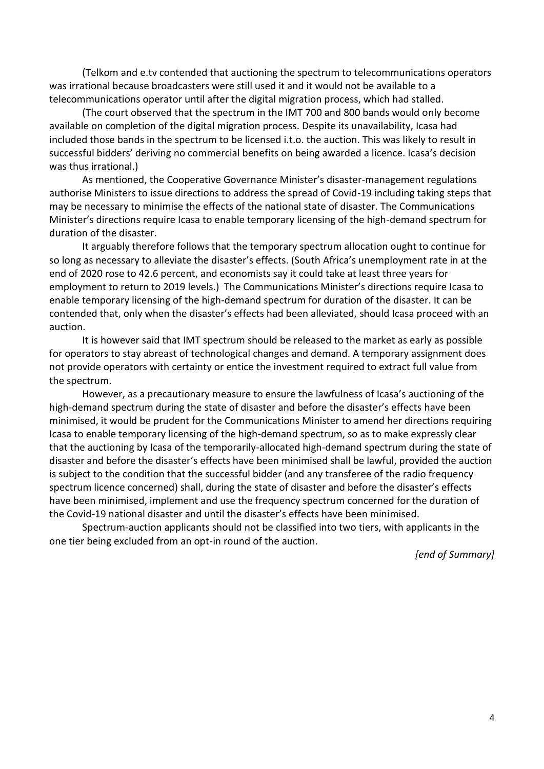(Telkom and e.tv contended that auctioning the spectrum to telecommunications operators was irrational because broadcasters were still used it and it would not be available to a telecommunications operator until after the digital migration process, which had stalled.

(The court observed that the spectrum in the IMT 700 and 800 bands would only become available on completion of the digital migration process. Despite its unavailability, Icasa had included those bands in the spectrum to be licensed i.t.o. the auction. This was likely to result in successful bidders' deriving no commercial benefits on being awarded a licence. Icasa's decision was thus irrational.)

As mentioned, the Cooperative Governance Minister's disaster-management regulations authorise Ministers to issue directions to address the spread of Covid-19 including taking steps that may be necessary to minimise the effects of the national state of disaster. The Communications Minister's directions require Icasa to enable temporary licensing of the high-demand spectrum for duration of the disaster.

It arguably therefore follows that the temporary spectrum allocation ought to continue for so long as necessary to alleviate the disaster's effects. (South Africa's unemployment rate in at the end of 2020 rose to 42.6 percent, and economists say it could take at least three years for employment to return to 2019 levels.) The Communications Minister's directions require Icasa to enable temporary licensing of the high-demand spectrum for duration of the disaster. It can be contended that, only when the disaster's effects had been alleviated, should Icasa proceed with an auction.

It is however said that IMT spectrum should be released to the market as early as possible for operators to stay abreast of technological changes and demand. A temporary assignment does not provide operators with certainty or entice the investment required to extract full value from the spectrum.

However, as a precautionary measure to ensure the lawfulness of Icasa's auctioning of the high-demand spectrum during the state of disaster and before the disaster's effects have been minimised, it would be prudent for the Communications Minister to amend her directions requiring Icasa to enable temporary licensing of the high-demand spectrum, so as to make expressly clear that the auctioning by Icasa of the temporarily-allocated high-demand spectrum during the state of disaster and before the disaster's effects have been minimised shall be lawful, provided the auction is subject to the condition that the successful bidder (and any transferee of the radio frequency spectrum licence concerned) shall, during the state of disaster and before the disaster's effects have been minimised, implement and use the frequency spectrum concerned for the duration of the Covid-19 national disaster and until the disaster's effects have been minimised.

Spectrum-auction applicants should not be classified into two tiers, with applicants in the one tier being excluded from an opt-in round of the auction.

*[end of Summary]*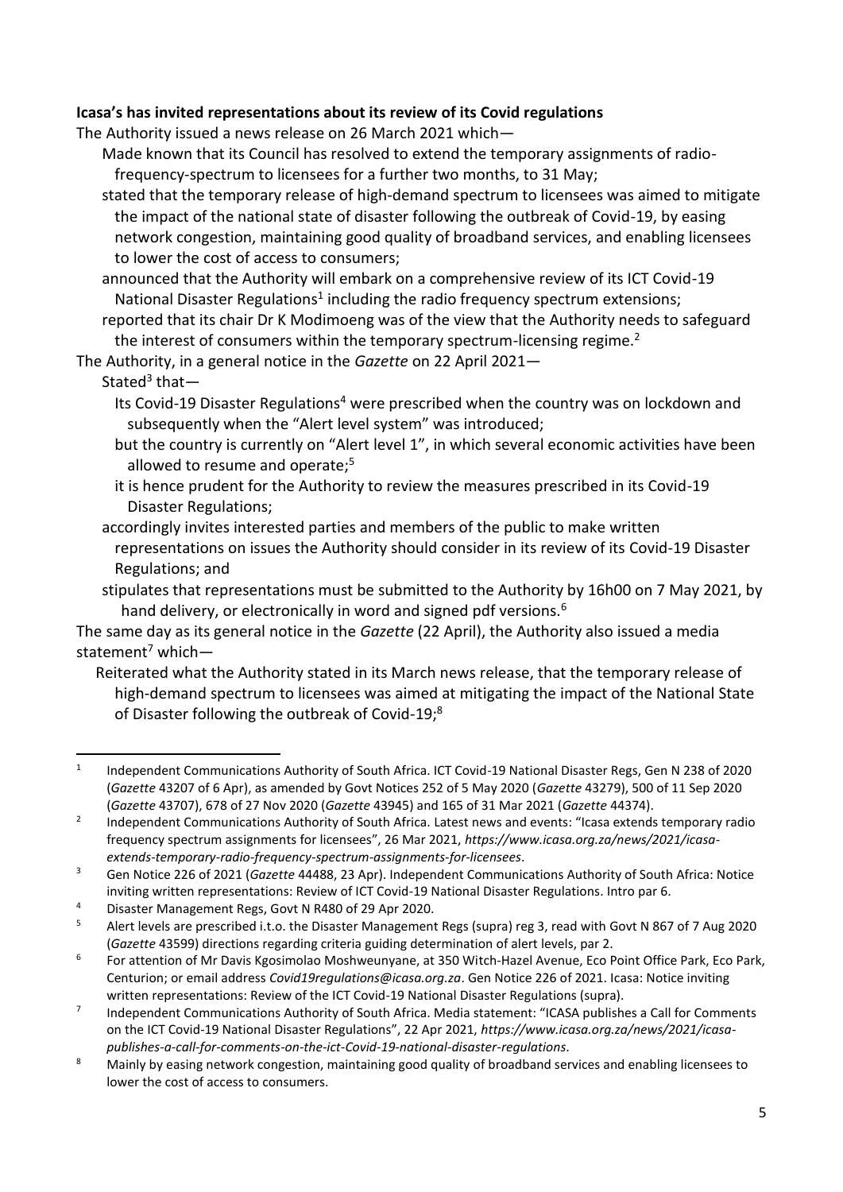**Icasa's has invited representations about its review of its Covid regulations**

The Authority issued a news release on 26 March 2021 which—

- Made known that its Council has resolved to extend the temporary assignments of radio-frequency-spectrum to licensees for a further two months, to 31 May;
- stated that the temporary release of high-demand spectrum to licensees was aimed to mitigate the impact of the national state of disaster following the outbreak of Covid-19, by easing network congestion, maintaining good quality of broadband services, and enabling licensees to lower the cost of access to consumers;
- announced that the Authority will embark on a comprehensive review of its ICT Covid-19 National Disaster Regulations[1] including the radio frequency spectrum extensions;
- reported that its chair Dr K Modimoeng was of the view that the Authority needs to safeguard the interest of consumers within the temporary spectrum-licensing regime.[2]

The Authority, in a general notice in the *Gazette* on 22 April 2021—

- Stated[3] that—
  - Its Covid-19 Disaster Regulations[4] were prescribed when the country was on lockdown and subsequently when the "Alert level system" was introduced;
  - but the country is currently on "Alert level 1", in which several economic activities have been allowed to resume and operate;[5]
  - it is hence prudent for the Authority to review the measures prescribed in its Covid-19 Disaster Regulations;
- accordingly invites interested parties and members of the public to make written representations on issues the Authority should consider in its review of its Covid-19 Disaster Regulations; and
- stipulates that representations must be submitted to the Authority by 16h00 on 7 May 2021, by hand delivery, or electronically in word and signed pdf versions.[6]

The same day as its general notice in the *Gazette* (22 April), the Authority also issued a media statement[7] which—

- Reiterated what the Authority stated in its March news release, that the temporary release of high-demand spectrum to licensees was aimed at mitigating the impact of the National State of Disaster following the outbreak of Covid-19;[8]

---

[1] Independent Communications Authority of South Africa. ICT Covid-19 National Disaster Regs, Gen N 238 of 2020 (*Gazette* 43207 of 6 Apr), as amended by Govt Notices 252 of 5 May 2020 (*Gazette* 43279), 500 of 11 Sep 2020 (*Gazette* 43707), 678 of 27 Nov 2020 (*Gazette* 43945) and 165 of 31 Mar 2021 (*Gazette* 44374).

[2] Independent Communications Authority of South Africa. Latest news and events: "Icasa extends temporary radio frequency spectrum assignments for licensees", 26 Mar 2021, *https://www.icasa.org.za/news/2021/icasa-extends-temporary-radio-frequency-spectrum-assignments-for-licensees*.

[3] Gen Notice 226 of 2021 (*Gazette* 44488, 23 Apr). Independent Communications Authority of South Africa: Notice inviting written representations: Review of ICT Covid-19 National Disaster Regulations. Intro par 6.

[4] Disaster Management Regs, Govt N R480 of 29 Apr 2020.

[5] Alert levels are prescribed i.t.o. the Disaster Management Regs (supra) reg 3, read with Govt N 867 of 7 Aug 2020 (*Gazette* 43599) directions regarding criteria guiding determination of alert levels, par 2.

[6] For attention of Mr Davis Kgosimolao Moshweunyane, at 350 Witch-Hazel Avenue, Eco Point Office Park, Eco Park, Centurion; or email address *Covid19regulations@icasa.org.za*. Gen Notice 226 of 2021. Icasa: Notice inviting written representations: Review of the ICT Covid-19 National Disaster Regulations (supra).

[7] Independent Communications Authority of South Africa. Media statement: "ICASA publishes a Call for Comments on the ICT Covid-19 National Disaster Regulations", 22 Apr 2021, *https://www.icasa.org.za/news/2021/icasa-publishes-a-call-for-comments-on-the-ict-Covid-19-national-disaster-regulations*.

[8] Mainly by easing network congestion, maintaining good quality of broadband services and enabling licensees to lower the cost of access to consumers.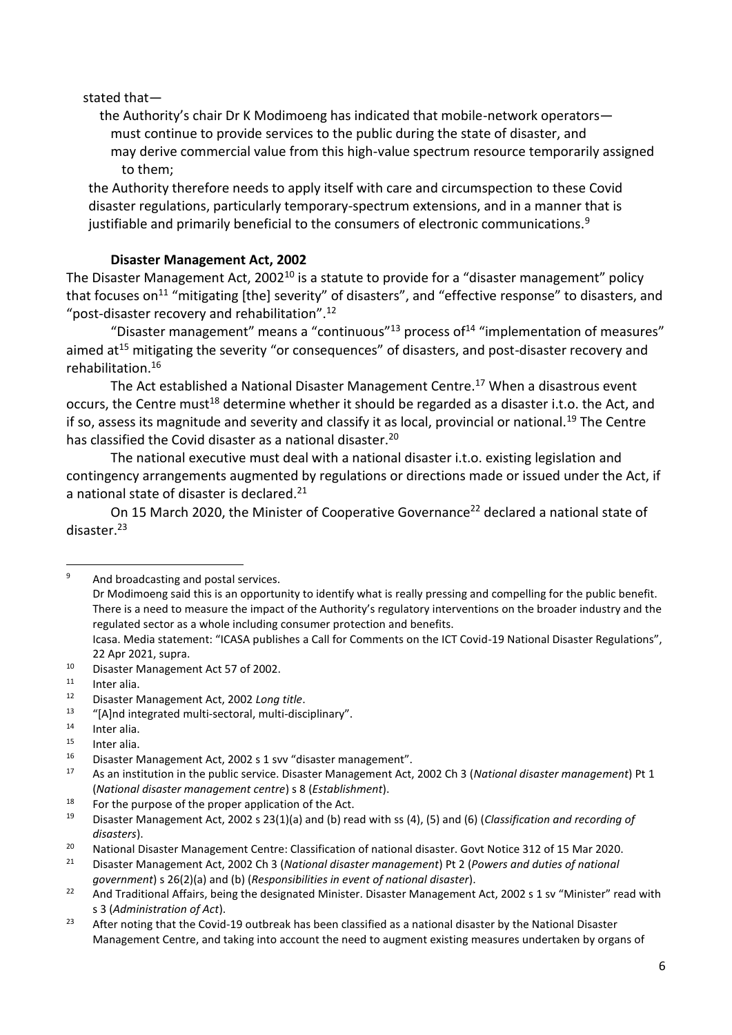stated that—

the Authority's chair Dr K Modimoeng has indicated that mobile-network operators—
must continue to provide services to the public during the state of disaster, and
may derive commercial value from this high-value spectrum resource temporarily assigned to them;

the Authority therefore needs to apply itself with care and circumspection to these Covid disaster regulations, particularly temporary-spectrum extensions, and in a manner that is justifiable and primarily beneficial to the consumers of electronic communications.[9]

**Disaster Management Act, 2002**

The Disaster Management Act, 2002[10] is a statute to provide for a "disaster management" policy that focuses on[11] "mitigating [the] severity" of disasters", and "effective response" to disasters, and "post-disaster recovery and rehabilitation".[12]

"Disaster management" means a "continuous"[13] process of[14] "implementation of measures" aimed at[15] mitigating the severity "or consequences" of disasters, and post-disaster recovery and rehabilitation.[16]

The Act established a National Disaster Management Centre.[17] When a disastrous event occurs, the Centre must[18] determine whether it should be regarded as a disaster i.t.o. the Act, and if so, assess its magnitude and severity and classify it as local, provincial or national.[19] The Centre has classified the Covid disaster as a national disaster.[20]

The national executive must deal with a national disaster i.t.o. existing legislation and contingency arrangements augmented by regulations or directions made or issued under the Act, if a national state of disaster is declared.[21]

On 15 March 2020, the Minister of Cooperative Governance[22] declared a national state of disaster.[23]

---

[9] And broadcasting and postal services.
Dr Modimoeng said this is an opportunity to identify what is really pressing and compelling for the public benefit. There is a need to measure the impact of the Authority's regulatory interventions on the broader industry and the regulated sector as a whole including consumer protection and benefits.
Icasa. Media statement: "ICASA publishes a Call for Comments on the ICT Covid-19 National Disaster Regulations", 22 Apr 2021, supra.

[10] Disaster Management Act 57 of 2002.

[11] Inter alia.

[12] Disaster Management Act, 2002 *Long title*.

[13] "[A]nd integrated multi-sectoral, multi-disciplinary".

[14] Inter alia.

[15] Inter alia.

[16] Disaster Management Act, 2002 s 1 svv "disaster management".

[17] As an institution in the public service. Disaster Management Act, 2002 Ch 3 (*National disaster management*) Pt 1 (*National disaster management centre*) s 8 (*Establishment*).

[18] For the purpose of the proper application of the Act.

[19] Disaster Management Act, 2002 s 23(1)(a) and (b) read with ss (4), (5) and (6) (*Classification and recording of disasters*).

[20] National Disaster Management Centre: Classification of national disaster. Govt Notice 312 of 15 Mar 2020.

[21] Disaster Management Act, 2002 Ch 3 (*National disaster management*) Pt 2 (*Powers and duties of national government*) s 26(2)(a) and (b) (*Responsibilities in event of national disaster*).

[22] And Traditional Affairs, being the designated Minister. Disaster Management Act, 2002 s 1 sv "Minister" read with s 3 (*Administration of Act*).

[23] After noting that the Covid-19 outbreak has been classified as a national disaster by the National Disaster Management Centre, and taking into account the need to augment existing measures undertaken by organs of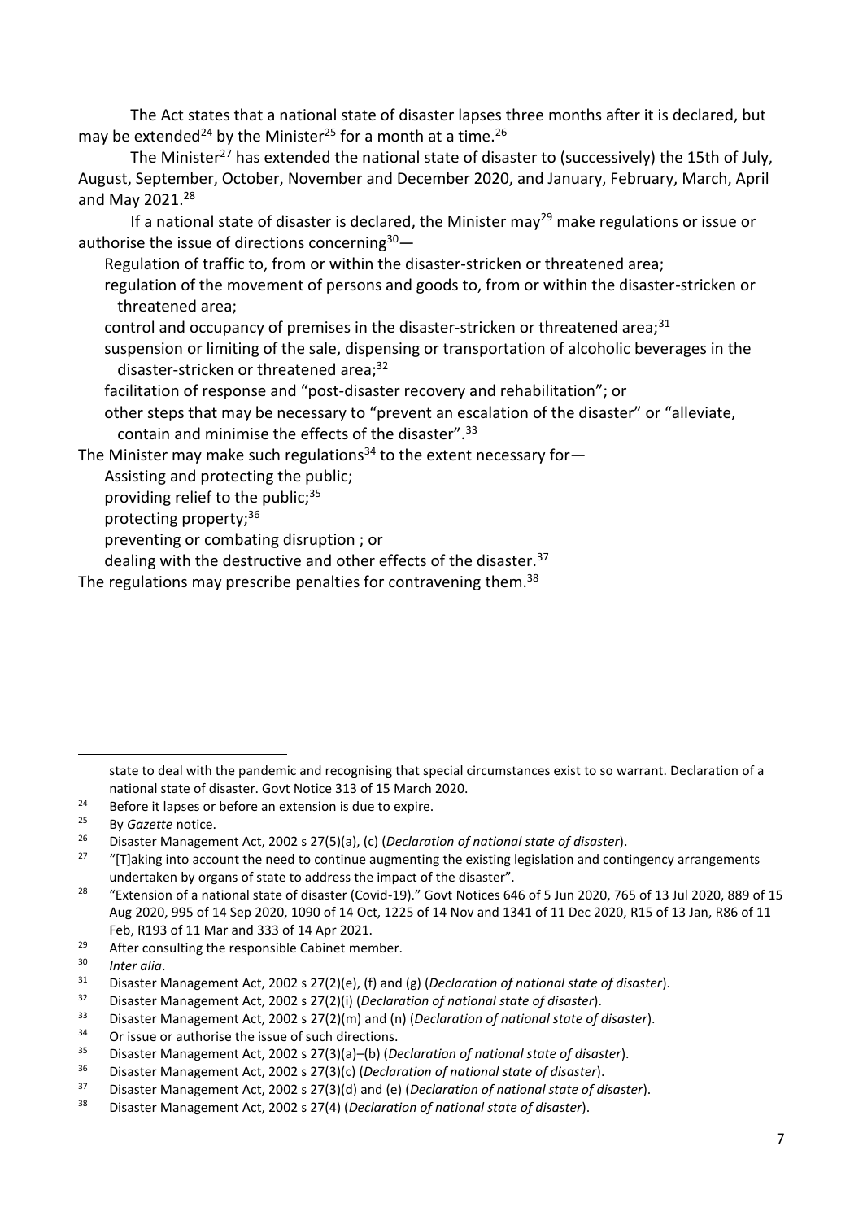The Act states that a national state of disaster lapses three months after it is declared, but may be extended[24] by the Minister[25] for a month at a time.[26]

The Minister[27] has extended the national state of disaster to (successively) the 15th of July, August, September, October, November and December 2020, and January, February, March, April and May 2021.[28]

If a national state of disaster is declared, the Minister may[29] make regulations or issue or authorise the issue of directions concerning[30]—

- Regulation of traffic to, from or within the disaster-stricken or threatened area;
- regulation of the movement of persons and goods to, from or within the disaster-stricken or threatened area;
- control and occupancy of premises in the disaster-stricken or threatened area;[31]
- suspension or limiting of the sale, dispensing or transportation of alcoholic beverages in the disaster-stricken or threatened area;[32]
- facilitation of response and "post-disaster recovery and rehabilitation"; or
- other steps that may be necessary to "prevent an escalation of the disaster" or "alleviate, contain and minimise the effects of the disaster".[33]

The Minister may make such regulations[34] to the extent necessary for—

- Assisting and protecting the public;
- providing relief to the public;[35]
- protecting property;[36]
- preventing or combating disruption ; or
- dealing with the destructive and other effects of the disaster.[37]

The regulations may prescribe penalties for contravening them.[38]

---

state to deal with the pandemic and recognising that special circumstances exist to so warrant. Declaration of a national state of disaster. Govt Notice 313 of 15 March 2020.

[24] Before it lapses or before an extension is due to expire.

[25] By *Gazette* notice.

[26] Disaster Management Act, 2002 s 27(5)(a), (c) (*Declaration of national state of disaster*).

[27] "[T]aking into account the need to continue augmenting the existing legislation and contingency arrangements undertaken by organs of state to address the impact of the disaster".

[28] "Extension of a national state of disaster (Covid-19)." Govt Notices 646 of 5 Jun 2020, 765 of 13 Jul 2020, 889 of 15 Aug 2020, 995 of 14 Sep 2020, 1090 of 14 Oct, 1225 of 14 Nov and 1341 of 11 Dec 2020, R15 of 13 Jan, R86 of 11 Feb, R193 of 11 Mar and 333 of 14 Apr 2021.

[29] After consulting the responsible Cabinet member.

[30] *Inter alia*.

[31] Disaster Management Act, 2002 s 27(2)(e), (f) and (g) (*Declaration of national state of disaster*).

[32] Disaster Management Act, 2002 s 27(2)(i) (*Declaration of national state of disaster*).

[33] Disaster Management Act, 2002 s 27(2)(m) and (n) (*Declaration of national state of disaster*).

[34] Or issue or authorise the issue of such directions.

[35] Disaster Management Act, 2002 s 27(3)(a)–(b) (*Declaration of national state of disaster*).

[36] Disaster Management Act, 2002 s 27(3)(c) (*Declaration of national state of disaster*).

[37] Disaster Management Act, 2002 s 27(3)(d) and (e) (*Declaration of national state of disaster*).

[38] Disaster Management Act, 2002 s 27(4) (*Declaration of national state of disaster*).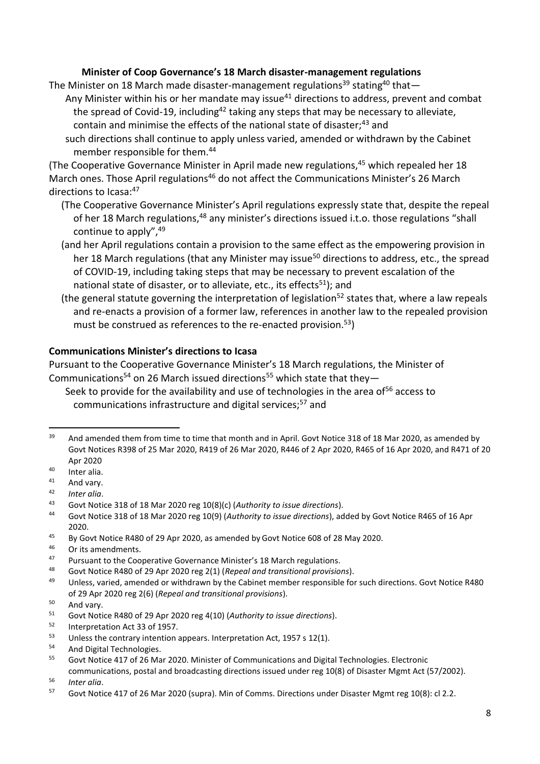**Minister of Coop Governance's 18 March disaster-management regulations**

The Minister on 18 March made disaster-management regulations[39] stating[40] that—

Any Minister within his or her mandate may issue[41] directions to address, prevent and combat the spread of Covid-19, including[42] taking any steps that may be necessary to alleviate, contain and minimise the effects of the national state of disaster;[43] and

such directions shall continue to apply unless varied, amended or withdrawn by the Cabinet member responsible for them.[44]

(The Cooperative Governance Minister in April made new regulations,[45] which repealed her 18 March ones. Those April regulations[46] do not affect the Communications Minister's 26 March directions to Icasa:[47]

(The Cooperative Governance Minister's April regulations expressly state that, despite the repeal of her 18 March regulations,[48] any minister's directions issued i.t.o. those regulations "shall continue to apply",[49]

(and her April regulations contain a provision to the same effect as the empowering provision in her 18 March regulations (that any Minister may issue[50] directions to address, etc., the spread of COVID-19, including taking steps that may be necessary to prevent escalation of the national state of disaster, or to alleviate, etc., its effects[51]); and

(the general statute governing the interpretation of legislation[52] states that, where a law repeals and re-enacts a provision of a former law, references in another law to the repealed provision must be construed as references to the re-enacted provision.[53])

**Communications Minister's directions to Icasa**

Pursuant to the Cooperative Governance Minister's 18 March regulations, the Minister of Communications[54] on 26 March issued directions[55] which state that they—

Seek to provide for the availability and use of technologies in the area of[56] access to communications infrastructure and digital services;[57] and

---

[39] And amended them from time to time that month and in April. Govt Notice 318 of 18 Mar 2020, as amended by Govt Notices R398 of 25 Mar 2020, R419 of 26 Mar 2020, R446 of 2 Apr 2020, R465 of 16 Apr 2020, and R471 of 20 Apr 2020

[40] Inter alia.

[41] And vary.

[42] *Inter alia*.

[43] Govt Notice 318 of 18 Mar 2020 reg 10(8)(c) (*Authority to issue directions*).

[44] Govt Notice 318 of 18 Mar 2020 reg 10(9) (*Authority to issue directions*), added by Govt Notice R465 of 16 Apr 2020.

[45] By Govt Notice R480 of 29 Apr 2020, as amended by Govt Notice 608 of 28 May 2020.

[46] Or its amendments.

[47] Pursuant to the Cooperative Governance Minister's 18 March regulations.

[48] Govt Notice R480 of 29 Apr 2020 reg 2(1) (*Repeal and transitional provisions*).

[49] Unless, varied, amended or withdrawn by the Cabinet member responsible for such directions. Govt Notice R480 of 29 Apr 2020 reg 2(6) (*Repeal and transitional provisions*).

[50] And vary.

[51] Govt Notice R480 of 29 Apr 2020 reg 4(10) (*Authority to issue directions*).

[52] Interpretation Act 33 of 1957.

[53] Unless the contrary intention appears. Interpretation Act, 1957 s 12(1).

[54] And Digital Technologies.

[55] Govt Notice 417 of 26 Mar 2020. Minister of Communications and Digital Technologies. Electronic communications, postal and broadcasting directions issued under reg 10(8) of Disaster Mgmt Act (57/2002).

[56] *Inter alia*.

[57] Govt Notice 417 of 26 Mar 2020 (supra). Min of Comms. Directions under Disaster Mgmt reg 10(8): cl 2.2.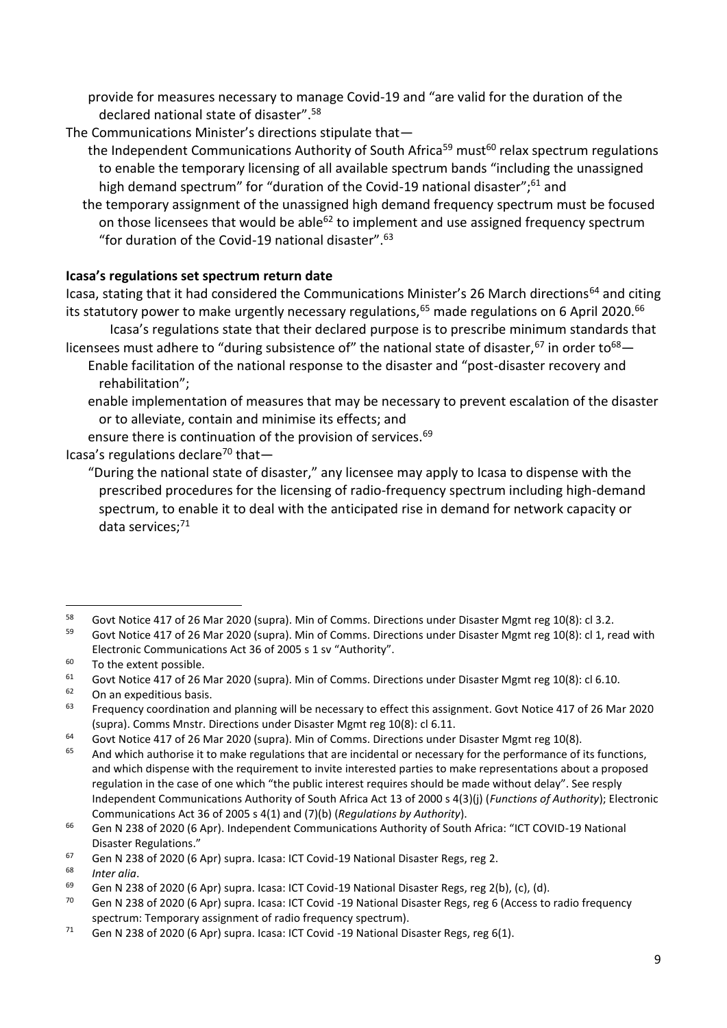provide for measures necessary to manage Covid-19 and "are valid for the duration of the declared national state of disaster".[58]

The Communications Minister's directions stipulate that—

- the Independent Communications Authority of South Africa[59] must[60] relax spectrum regulations to enable the temporary licensing of all available spectrum bands "including the unassigned high demand spectrum" for "duration of the Covid-19 national disaster";[61] and
- the temporary assignment of the unassigned high demand frequency spectrum must be focused on those licensees that would be able[62] to implement and use assigned frequency spectrum "for duration of the Covid-19 national disaster".[63]

**Icasa's regulations set spectrum return date**

Icasa, stating that it had considered the Communications Minister's 26 March directions[64] and citing its statutory power to make urgently necessary regulations,[65] made regulations on 6 April 2020.[66]

Icasa's regulations state that their declared purpose is to prescribe minimum standards that licensees must adhere to "during subsistence of" the national state of disaster,[67] in order to[68]—

- Enable facilitation of the national response to the disaster and "post-disaster recovery and rehabilitation";
- enable implementation of measures that may be necessary to prevent escalation of the disaster or to alleviate, contain and minimise its effects; and
- ensure there is continuation of the provision of services.[69]

Icasa's regulations declare[70] that—

- "During the national state of disaster," any licensee may apply to Icasa to dispense with the prescribed procedures for the licensing of radio-frequency spectrum including high-demand spectrum, to enable it to deal with the anticipated rise in demand for network capacity or data services;[71]

---

[58] Govt Notice 417 of 26 Mar 2020 (supra). Min of Comms. Directions under Disaster Mgmt reg 10(8): cl 3.2.

[59] Govt Notice 417 of 26 Mar 2020 (supra). Min of Comms. Directions under Disaster Mgmt reg 10(8): cl 1, read with Electronic Communications Act 36 of 2005 s 1 sv "Authority".

[60] To the extent possible.

[61] Govt Notice 417 of 26 Mar 2020 (supra). Min of Comms. Directions under Disaster Mgmt reg 10(8): cl 6.10.

[62] On an expeditious basis.

[63] Frequency coordination and planning will be necessary to effect this assignment. Govt Notice 417 of 26 Mar 2020 (supra). Comms Mnstr. Directions under Disaster Mgmt reg 10(8): cl 6.11.

[64] Govt Notice 417 of 26 Mar 2020 (supra). Min of Comms. Directions under Disaster Mgmt reg 10(8).

[65] And which authorise it to make regulations that are incidental or necessary for the performance of its functions, and which dispense with the requirement to invite interested parties to make representations about a proposed regulation in the case of one which "the public interest requires should be made without delay". See resply Independent Communications Authority of South Africa Act 13 of 2000 s 4(3)(j) (*Functions of Authority*); Electronic Communications Act 36 of 2005 s 4(1) and (7)(b) (*Regulations by Authority*).

[66] Gen N 238 of 2020 (6 Apr). Independent Communications Authority of South Africa: "ICT COVID-19 National Disaster Regulations."

[67] Gen N 238 of 2020 (6 Apr) supra. Icasa: ICT Covid-19 National Disaster Regs, reg 2.

[68] *Inter alia*.

[69] Gen N 238 of 2020 (6 Apr) supra. Icasa: ICT Covid-19 National Disaster Regs, reg 2(b), (c), (d).

[70] Gen N 238 of 2020 (6 Apr) supra. Icasa: ICT Covid -19 National Disaster Regs, reg 6 (Access to radio frequency spectrum: Temporary assignment of radio frequency spectrum).

[71] Gen N 238 of 2020 (6 Apr) supra. Icasa: ICT Covid -19 National Disaster Regs, reg 6(1).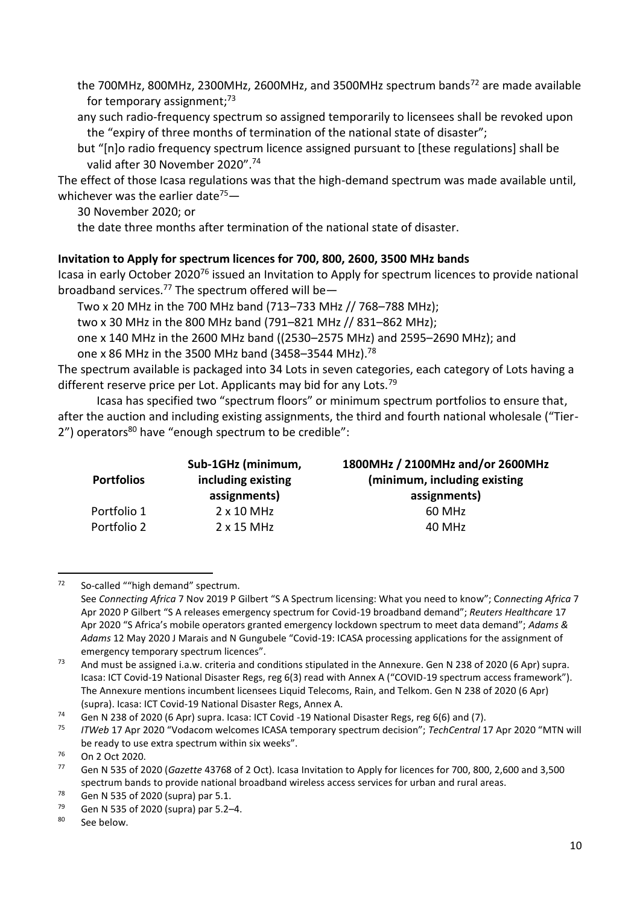the 700MHz, 800MHz, 2300MHz, 2600MHz, and 3500MHz spectrum bands[72] are made available for temporary assignment;[73]

any such radio-frequency spectrum so assigned temporarily to licensees shall be revoked upon the "expiry of three months of termination of the national state of disaster";

but "[n]o radio frequency spectrum licence assigned pursuant to [these regulations] shall be valid after 30 November 2020".[74]

The effect of those Icasa regulations was that the high-demand spectrum was made available until, whichever was the earlier date[75]—

30 November 2020; or

the date three months after termination of the national state of disaster.

**Invitation to Apply for spectrum licences for 700, 800, 2600, 3500 MHz bands**

Icasa in early October 2020[76] issued an Invitation to Apply for spectrum licences to provide national broadband services.[77] The spectrum offered will be—

Two x 20 MHz in the 700 MHz band (713–733 MHz // 768–788 MHz);

two x 30 MHz in the 800 MHz band (791–821 MHz // 831–862 MHz);

one x 140 MHz in the 2600 MHz band ((2530–2575 MHz) and 2595–2690 MHz); and

one x 86 MHz in the 3500 MHz band (3458–3544 MHz).[78]

The spectrum available is packaged into 34 Lots in seven categories, each category of Lots having a different reserve price per Lot. Applicants may bid for any Lots.[79]

Icasa has specified two "spectrum floors" or minimum spectrum portfolios to ensure that, after the auction and including existing assignments, the third and fourth national wholesale ("Tier-2") operators[80] have "enough spectrum to be credible":

| Portfolios | Sub-1GHz (minimum, including existing assignments) | 1800MHz / 2100MHz and/or 2600MHz (minimum, including existing assignments) |
|---|---|---|
| Portfolio 1 | 2 x 10 MHz | 60 MHz |
| Portfolio 2 | 2 x 15 MHz | 40 MHz |

---

[72] So-called ""high demand" spectrum.
See *Connecting Africa* 7 Nov 2019 P Gilbert "S A Spectrum licensing: What you need to know"; C*onnecting Africa* 7 Apr 2020 P Gilbert "S A releases emergency spectrum for Covid-19 broadband demand"; *Reuters Healthcare* 17 Apr 2020 "S Africa's mobile operators granted emergency lockdown spectrum to meet data demand"; *Adams & Adams* 12 May 2020 J Marais and N Gungubele "Covid-19: ICASA processing applications for the assignment of emergency temporary spectrum licences".

[73] And must be assigned i.a.w. criteria and conditions stipulated in the Annexure. Gen N 238 of 2020 (6 Apr) supra. Icasa: ICT Covid-19 National Disaster Regs, reg 6(3) read with Annex A ("COVID-19 spectrum access framework"). The Annexure mentions incumbent licensees Liquid Telecoms, Rain, and Telkom. Gen N 238 of 2020 (6 Apr) (supra). Icasa: ICT Covid-19 National Disaster Regs, Annex A.

[74] Gen N 238 of 2020 (6 Apr) supra. Icasa: ICT Covid -19 National Disaster Regs, reg 6(6) and (7).

[75] *ITWeb* 17 Apr 2020 "Vodacom welcomes ICASA temporary spectrum decision"; *TechCentral* 17 Apr 2020 "MTN will be ready to use extra spectrum within six weeks".

[76] On 2 Oct 2020.

[77] Gen N 535 of 2020 (*Gazette* 43768 of 2 Oct). Icasa Invitation to Apply for licences for 700, 800, 2,600 and 3,500 spectrum bands to provide national broadband wireless access services for urban and rural areas.

[78] Gen N 535 of 2020 (supra) par 5.1.

[79] Gen N 535 of 2020 (supra) par 5.2–4.

[80] See below.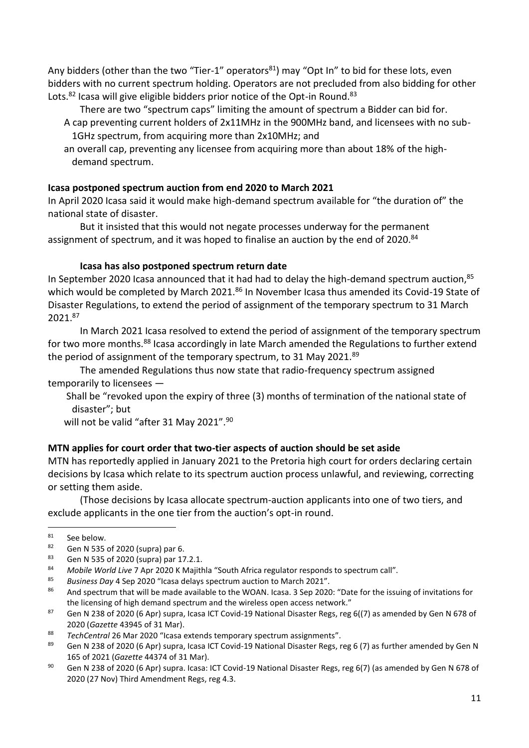Any bidders (other than the two "Tier-1" operators[81]) may "Opt In" to bid for these lots, even bidders with no current spectrum holding. Operators are not precluded from also bidding for other Lots.[82] Icasa will give eligible bidders prior notice of the Opt-in Round.[83]

There are two "spectrum caps" limiting the amount of spectrum a Bidder can bid for.

- A cap preventing current holders of 2x11MHz in the 900MHz band, and licensees with no sub-1GHz spectrum, from acquiring more than 2x10MHz; and
- an overall cap, preventing any licensee from acquiring more than about 18% of the high-demand spectrum.

**Icasa postponed spectrum auction from end 2020 to March 2021**

In April 2020 Icasa said it would make high-demand spectrum available for "the duration of" the national state of disaster.

But it insisted that this would not negate processes underway for the permanent assignment of spectrum, and it was hoped to finalise an auction by the end of 2020.[84]

**Icasa has also postponed spectrum return date**

In September 2020 Icasa announced that it had had to delay the high-demand spectrum auction,[85] which would be completed by March 2021.[86] In November Icasa thus amended its Covid-19 State of Disaster Regulations, to extend the period of assignment of the temporary spectrum to 31 March 2021.[87]

In March 2021 Icasa resolved to extend the period of assignment of the temporary spectrum for two more months.[88] Icasa accordingly in late March amended the Regulations to further extend the period of assignment of the temporary spectrum, to 31 May 2021.[89]

The amended Regulations thus now state that radio-frequency spectrum assigned temporarily to licensees —

- Shall be "revoked upon the expiry of three (3) months of termination of the national state of disaster"; but
- will not be valid "after 31 May 2021".[90]

**MTN applies for court order that two-tier aspects of auction should be set aside**

MTN has reportedly applied in January 2021 to the Pretoria high court for orders declaring certain decisions by Icasa which relate to its spectrum auction process unlawful, and reviewing, correcting or setting them aside.

(Those decisions by Icasa allocate spectrum-auction applicants into one of two tiers, and exclude applicants in the one tier from the auction's opt-in round.

---

[81] See below.

[82] Gen N 535 of 2020 (supra) par 6.

[83] Gen N 535 of 2020 (supra) par 17.2.1.

[84] *Mobile World Live* 7 Apr 2020 K Majithla "South Africa regulator responds to spectrum call".

[85] *Business Day* 4 Sep 2020 "Icasa delays spectrum auction to March 2021".

[86] And spectrum that will be made available to the WOAN. Icasa. 3 Sep 2020: "Date for the issuing of invitations for the licensing of high demand spectrum and the wireless open access network."

[87] Gen N 238 of 2020 (6 Apr) supra, Icasa ICT Covid-19 National Disaster Regs, reg 6((7) as amended by Gen N 678 of 2020 (*Gazette* 43945 of 31 Mar).

[88] *TechCentral* 26 Mar 2020 "Icasa extends temporary spectrum assignments".

[89] Gen N 238 of 2020 (6 Apr) supra, Icasa ICT Covid-19 National Disaster Regs, reg 6 (7) as further amended by Gen N 165 of 2021 (*Gazette* 44374 of 31 Mar).

[90] Gen N 238 of 2020 (6 Apr) supra. Icasa: ICT Covid-19 National Disaster Regs, reg 6(7) (as amended by Gen N 678 of 2020 (27 Nov) Third Amendment Regs, reg 4.3.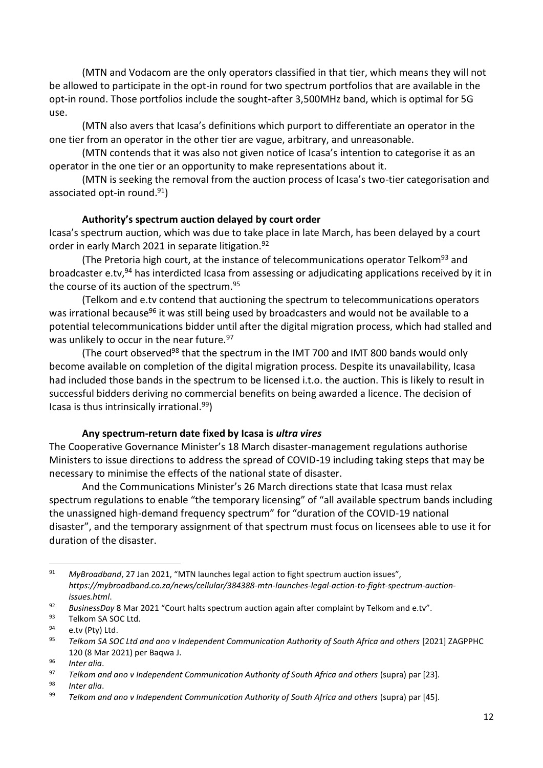(MTN and Vodacom are the only operators classified in that tier, which means they will not be allowed to participate in the opt-in round for two spectrum portfolios that are available in the opt-in round. Those portfolios include the sought-after 3,500MHz band, which is optimal for 5G use.

(MTN also avers that Icasa's definitions which purport to differentiate an operator in the one tier from an operator in the other tier are vague, arbitrary, and unreasonable.

(MTN contends that it was also not given notice of Icasa's intention to categorise it as an operator in the one tier or an opportunity to make representations about it.

(MTN is seeking the removal from the auction process of Icasa's two-tier categorisation and associated opt-in round.[91])

**Authority's spectrum auction delayed by court order**

Icasa's spectrum auction, which was due to take place in late March, has been delayed by a court order in early March 2021 in separate litigation.[92]

(The Pretoria high court, at the instance of telecommunications operator Telkom[93] and broadcaster e.tv,[94] has interdicted Icasa from assessing or adjudicating applications received by it in the course of its auction of the spectrum.[95]

(Telkom and e.tv contend that auctioning the spectrum to telecommunications operators was irrational because[96] it was still being used by broadcasters and would not be available to a potential telecommunications bidder until after the digital migration process, which had stalled and was unlikely to occur in the near future.[97]

(The court observed[98] that the spectrum in the IMT 700 and IMT 800 bands would only become available on completion of the digital migration process. Despite its unavailability, Icasa had included those bands in the spectrum to be licensed i.t.o. the auction. This is likely to result in successful bidders deriving no commercial benefits on being awarded a licence. The decision of Icasa is thus intrinsically irrational.[99])

**Any spectrum-return date fixed by Icasa is *ultra vires***

The Cooperative Governance Minister's 18 March disaster-management regulations authorise Ministers to issue directions to address the spread of COVID-19 including taking steps that may be necessary to minimise the effects of the national state of disaster.

And the Communications Minister's 26 March directions state that Icasa must relax spectrum regulations to enable "the temporary licensing" of "all available spectrum bands including the unassigned high-demand frequency spectrum" for "duration of the COVID-19 national disaster", and the temporary assignment of that spectrum must focus on licensees able to use it for duration of the disaster.

---

[91] *MyBroadband*, 27 Jan 2021, "MTN launches legal action to fight spectrum auction issues", *https://mybroadband.co.za/news/cellular/384388-mtn-launches-legal-action-to-fight-spectrum-auction-issues.html*.

[92] *BusinessDay* 8 Mar 2021 "Court halts spectrum auction again after complaint by Telkom and e.tv".

[93] Telkom SA SOC Ltd.

[94] e.tv (Pty) Ltd.

[95] *Telkom SA SOC Ltd and ano v Independent Communication Authority of South Africa and others* [2021] ZAGPPHC 120 (8 Mar 2021) per Baqwa J.

[96] *Inter alia*.

[97] *Telkom and ano v Independent Communication Authority of South Africa and others* (supra) par [23].

[98] *Inter alia*.

[99] *Telkom and ano v Independent Communication Authority of South Africa and others* (supra) par [45].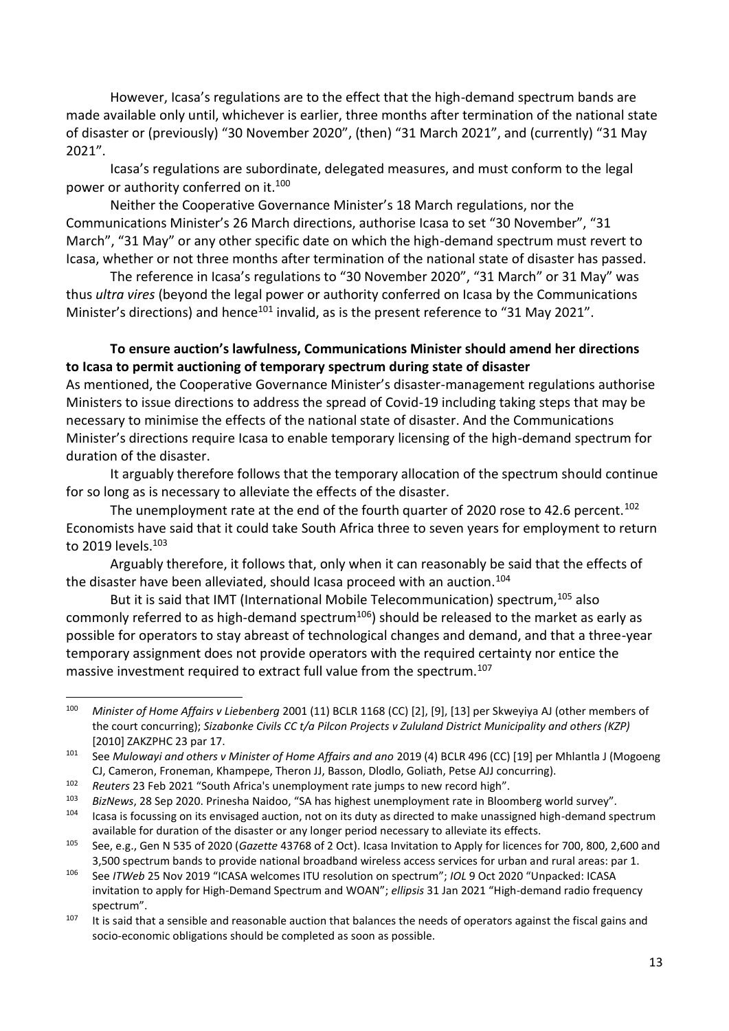However, Icasa's regulations are to the effect that the high-demand spectrum bands are made available only until, whichever is earlier, three months after termination of the national state of disaster or (previously) "30 November 2020", (then) "31 March 2021", and (currently) "31 May 2021".

Icasa's regulations are subordinate, delegated measures, and must conform to the legal power or authority conferred on it.[100]

Neither the Cooperative Governance Minister's 18 March regulations, nor the Communications Minister's 26 March directions, authorise Icasa to set "30 November", "31 March", "31 May" or any other specific date on which the high-demand spectrum must revert to Icasa, whether or not three months after termination of the national state of disaster has passed.

The reference in Icasa's regulations to "30 November 2020", "31 March" or 31 May" was thus *ultra vires* (beyond the legal power or authority conferred on Icasa by the Communications Minister's directions) and hence[101] invalid, as is the present reference to "31 May 2021".

**To ensure auction's lawfulness, Communications Minister should amend her directions to Icasa to permit auctioning of temporary spectrum during state of disaster**

As mentioned, the Cooperative Governance Minister's disaster-management regulations authorise Ministers to issue directions to address the spread of Covid-19 including taking steps that may be necessary to minimise the effects of the national state of disaster. And the Communications Minister's directions require Icasa to enable temporary licensing of the high-demand spectrum for duration of the disaster.

It arguably therefore follows that the temporary allocation of the spectrum should continue for so long as is necessary to alleviate the effects of the disaster.

The unemployment rate at the end of the fourth quarter of 2020 rose to 42.6 percent.[102] Economists have said that it could take South Africa three to seven years for employment to return to 2019 levels.[103]

Arguably therefore, it follows that, only when it can reasonably be said that the effects of the disaster have been alleviated, should Icasa proceed with an auction.[104]

But it is said that IMT (International Mobile Telecommunication) spectrum,[105] also commonly referred to as high-demand spectrum[106]) should be released to the market as early as possible for operators to stay abreast of technological changes and demand, and that a three-year temporary assignment does not provide operators with the required certainty nor entice the massive investment required to extract full value from the spectrum.[107]

---

[100] *Minister of Home Affairs v Liebenberg* 2001 (11) BCLR 1168 (CC) [2], [9], [13] per Skweyiya AJ (other members of the court concurring); *Sizabonke Civils CC t/a Pilcon Projects v Zululand District Municipality and others (KZP)* [2010] ZAKZPHC 23 par 17.

[101] See *Mulowayi and others v Minister of Home Affairs and ano* 2019 (4) BCLR 496 (CC) [19] per Mhlantla J (Mogoeng CJ, Cameron, Froneman, Khampepe, Theron JJ, Basson, Dlodlo, Goliath, Petse AJJ concurring).

[102] *Reuters* 23 Feb 2021 "South Africa's unemployment rate jumps to new record high".

[103] *BizNews*, 28 Sep 2020. Prinesha Naidoo, "SA has highest unemployment rate in Bloomberg world survey".

[104] Icasa is focussing on its envisaged auction, not on its duty as directed to make unassigned high-demand spectrum available for duration of the disaster or any longer period necessary to alleviate its effects.

[105] See, e.g., Gen N 535 of 2020 (*Gazette* 43768 of 2 Oct). Icasa Invitation to Apply for licences for 700, 800, 2,600 and 3,500 spectrum bands to provide national broadband wireless access services for urban and rural areas: par 1.

[106] See *ITWeb* 25 Nov 2019 "ICASA welcomes ITU resolution on spectrum"; *IOL* 9 Oct 2020 "Unpacked: ICASA invitation to apply for High-Demand Spectrum and WOAN"; *ellipsis* 31 Jan 2021 "High-demand radio frequency spectrum".

[107] It is said that a sensible and reasonable auction that balances the needs of operators against the fiscal gains and socio-economic obligations should be completed as soon as possible.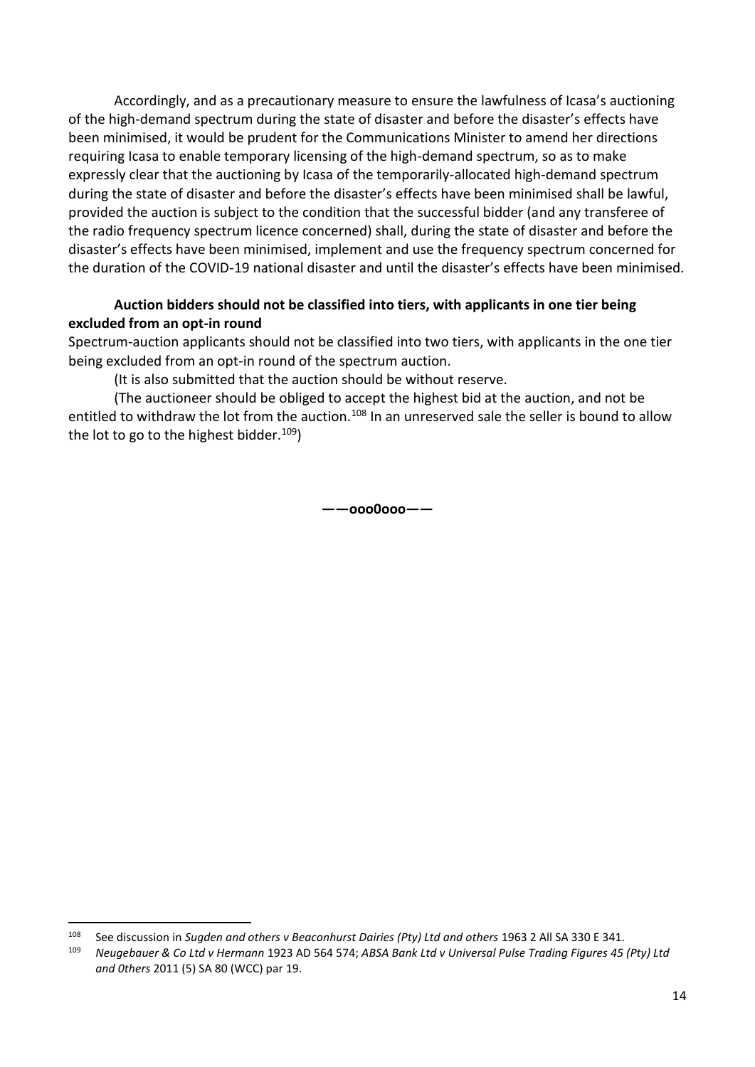Accordingly, and as a precautionary measure to ensure the lawfulness of Icasa's auctioning of the high-demand spectrum during the state of disaster and before the disaster's effects have been minimised, it would be prudent for the Communications Minister to amend her directions requiring Icasa to enable temporary licensing of the high-demand spectrum, so as to make expressly clear that the auctioning by Icasa of the temporarily-allocated high-demand spectrum during the state of disaster and before the disaster's effects have been minimised shall be lawful, provided the auction is subject to the condition that the successful bidder (and any transferee of the radio frequency spectrum licence concerned) shall, during the state of disaster and before the disaster's effects have been minimised, implement and use the frequency spectrum concerned for the duration of the COVID-19 national disaster and until the disaster's effects have been minimised.

**Auction bidders should not be classified into tiers, with applicants in one tier being excluded from an opt-in round**

Spectrum-auction applicants should not be classified into two tiers, with applicants in the one tier being excluded from an opt-in round of the spectrum auction.

(It is also submitted that the auction should be without reserve.

(The auctioneer should be obliged to accept the highest bid at the auction, and not be entitled to withdraw the lot from the auction.[108] In an unreserved sale the seller is bound to allow the lot to go to the highest bidder.[109])

——ooo0ooo——

---

[108] See discussion in *Sugden and others v Beaconhurst Dairies (Pty) Ltd and others* 1963 2 All SA 330 E 341.

[109] *Neugebauer & Co Ltd v Hermann* 1923 AD 564 574; *ABSA Bank Ltd v Universal Pulse Trading Figures 45 (Pty) Ltd and 0thers* 2011 (5) SA 80 (WCC) par 19.